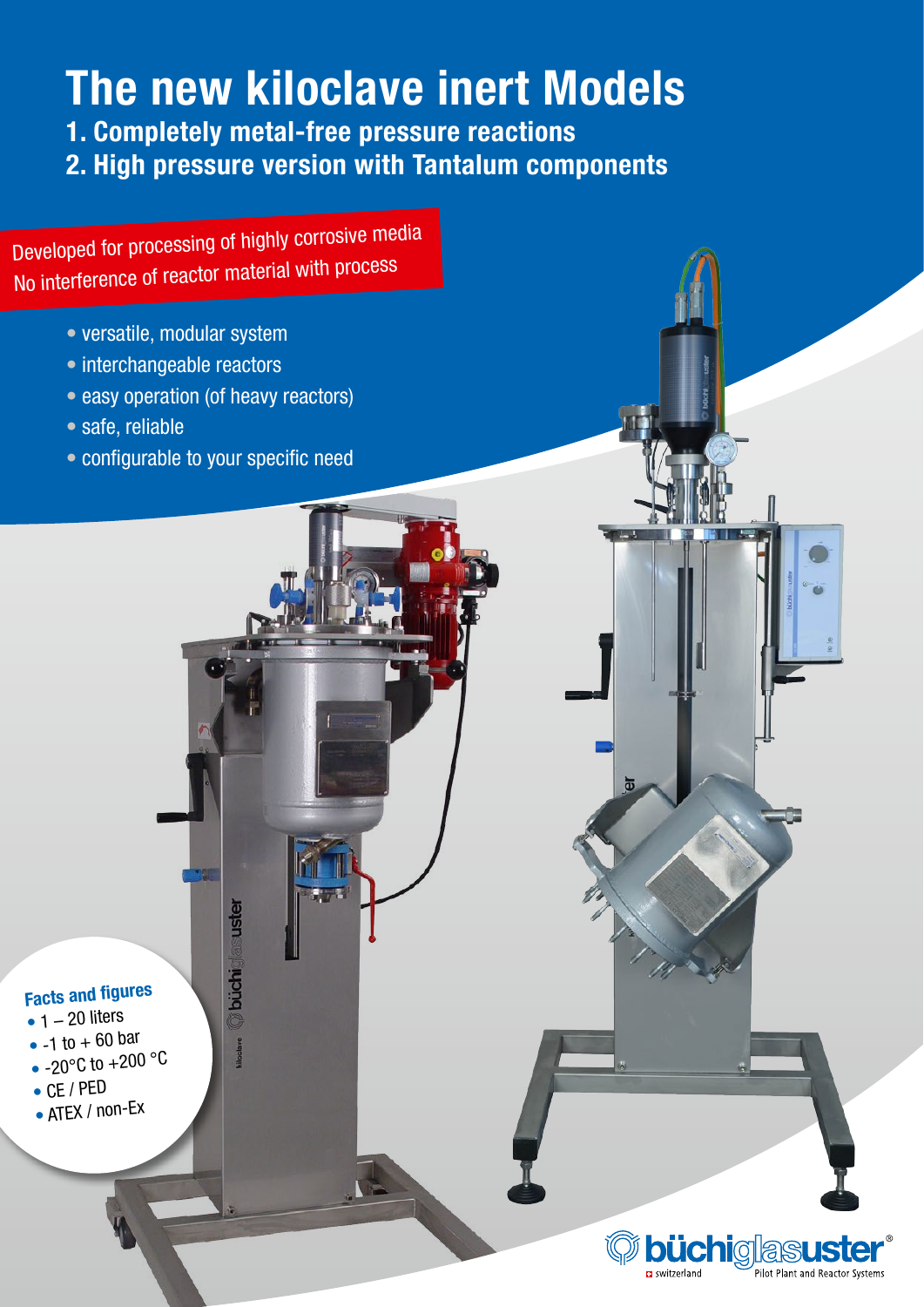# The new kiloclave inert Models

## 1. Completely metal-free pressure reactions
## 2. High pressure version with Tantalum components

Developed for processing of highly corrosive media
No interference of reactor material with process

- versatile, modular system
- interchangeable reactors
- easy operation (of heavy reactors)
- safe, reliable
- configurable to your specific need

### Facts and figures

- 1 – 20 liters
- -1 to + 60 bar
- -20°C to +200 °C
- CE / PED
- ATEX / non-Ex

büchiglasuster®
switzerland
Pilot Plant and Reactor Systems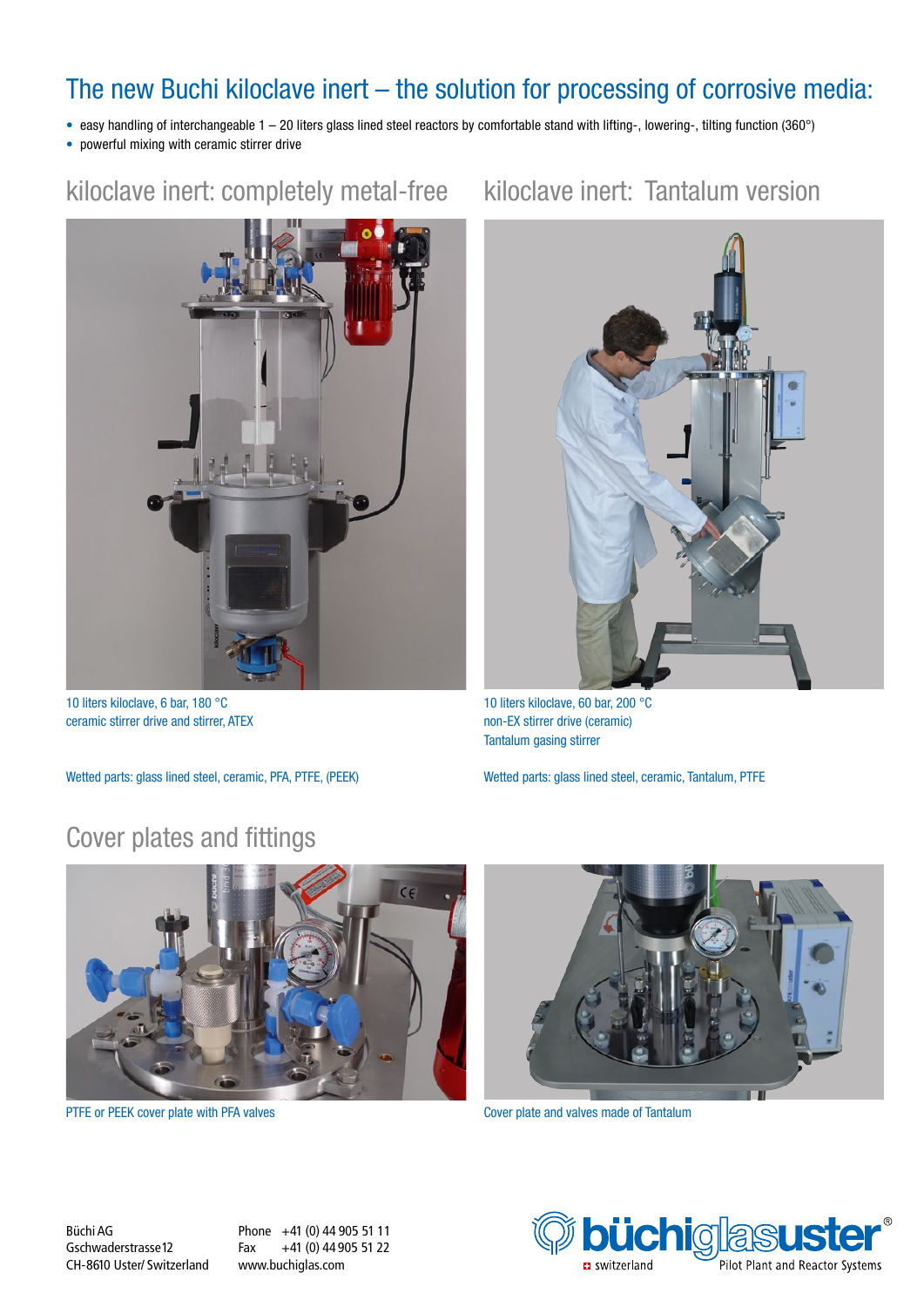# The new Buchi kiloclave inert – the solution for processing of corrosive media:

- easy handling of interchangeable 1 – 20 liters glass lined steel reactors by comfortable stand with lifting-, lowering-, tilting function (360°)
- powerful mixing with ceramic stirrer drive

## kiloclave inert: completely metal-free

10 liters kiloclave, 6 bar, 180 °C
ceramic stirrer drive and stirrer, ATEX

Wetted parts: glass lined steel, ceramic, PFA, PTFE, (PEEK)

## kiloclave inert: Tantalum version

10 liters kiloclave, 60 bar, 200 °C
non-EX stirrer drive (ceramic)
Tantalum gasing stirrer

Wetted parts: glass lined steel, ceramic, Tantalum, PTFE

## Cover plates and fittings

PTFE or PEEK cover plate with PFA valves

Cover plate and valves made of Tantalum

Büchi AG
Gschwaderstrasse 12
CH-8610 Uster/ Switzerland

Phone +41 (0) 44 905 51 11
Fax +41 (0) 44 905 51 22
www.buchiglas.com

büchiglasuster®
switzerland
Pilot Plant and Reactor Systems